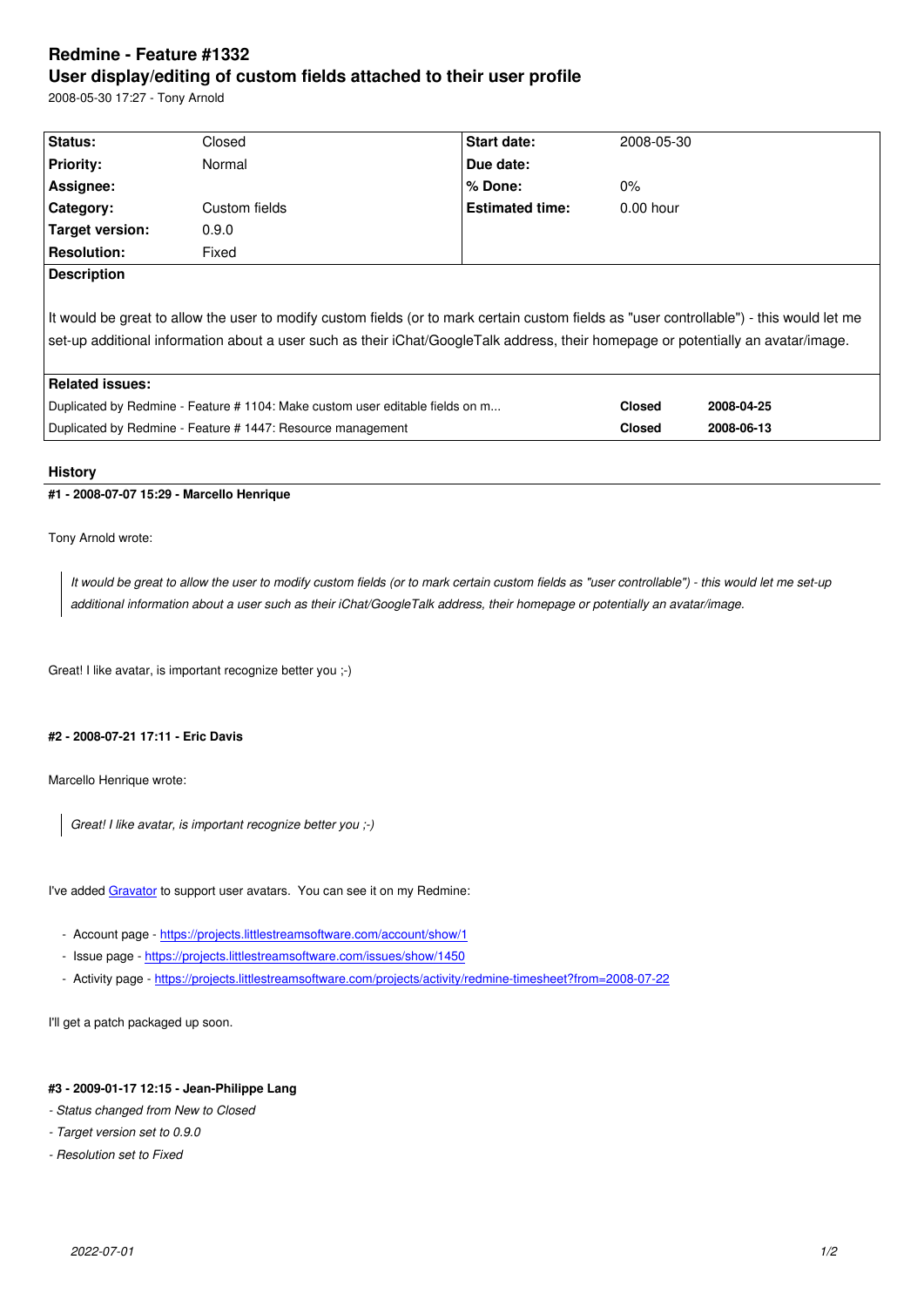# Redmine - Feature #1332
## User display/editing of custom fields attached to their user profile

2008-05-30 17:27 - Tony Arnold

| | | | |
|---|---|---|---|
| **Status:** | Closed | **Start date:** | 2008-05-30 |
| **Priority:** | Normal | **Due date:** | |
| **Assignee:** | | **% Done:** | 0% |
| **Category:** | Custom fields | **Estimated time:** | 0.00 hour |
| **Target version:** | 0.9.0 | | |
| **Resolution:** | Fixed | | |

**Description**

It would be great to allow the user to modify custom fields (or to mark certain custom fields as "user controllable") - this would let me set-up additional information about a user such as their iChat/GoogleTalk address, their homepage or potentially an avatar/image.

**Related issues:**

| | | |
|---|---|---|
| Duplicated by Redmine - Feature # 1104: Make custom user editable fields on m... | **Closed** | **2008-04-25** |
| Duplicated by Redmine - Feature # 1447: Resource management | **Closed** | **2008-06-13** |

### History

#### #1 - 2008-07-07 15:29 - Marcello Henrique

Tony Arnold wrote:

> *It would be great to allow the user to modify custom fields (or to mark certain custom fields as "user controllable") - this would let me set-up additional information about a user such as their iChat/GoogleTalk address, their homepage or potentially an avatar/image.*

Great! I like avatar, is important recognize better you ;-)

#### #2 - 2008-07-21 17:11 - Eric Davis

Marcello Henrique wrote:

> *Great! I like avatar, is important recognize better you ;-)*

I've added Gravator to support user avatars. You can see it on my Redmine:

- Account page - https://projects.littlestreamsoftware.com/account/show/1
- Issue page - https://projects.littlestreamsoftware.com/issues/show/1450
- Activity page - https://projects.littlestreamsoftware.com/projects/activity/redmine-timesheet?from=2008-07-22

I'll get a patch packaged up soon.

#### #3 - 2009-01-17 12:15 - Jean-Philippe Lang

- *Status changed from New to Closed*
- *Target version set to 0.9.0*
- *Resolution set to Fixed*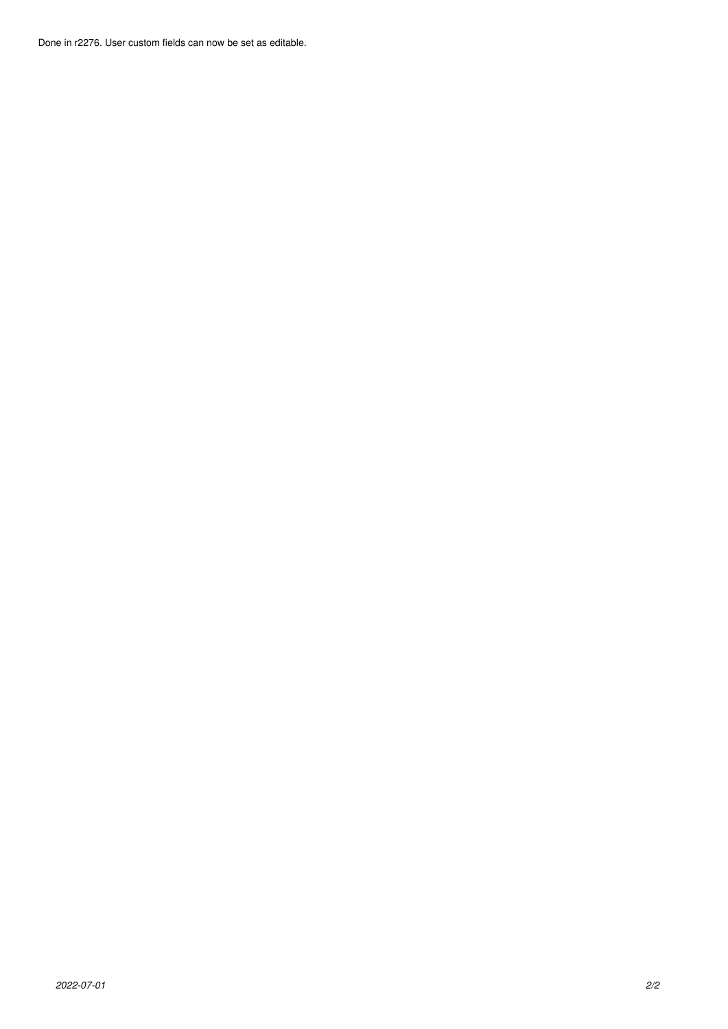Done in r2276. User custom fields can now be set as editable.